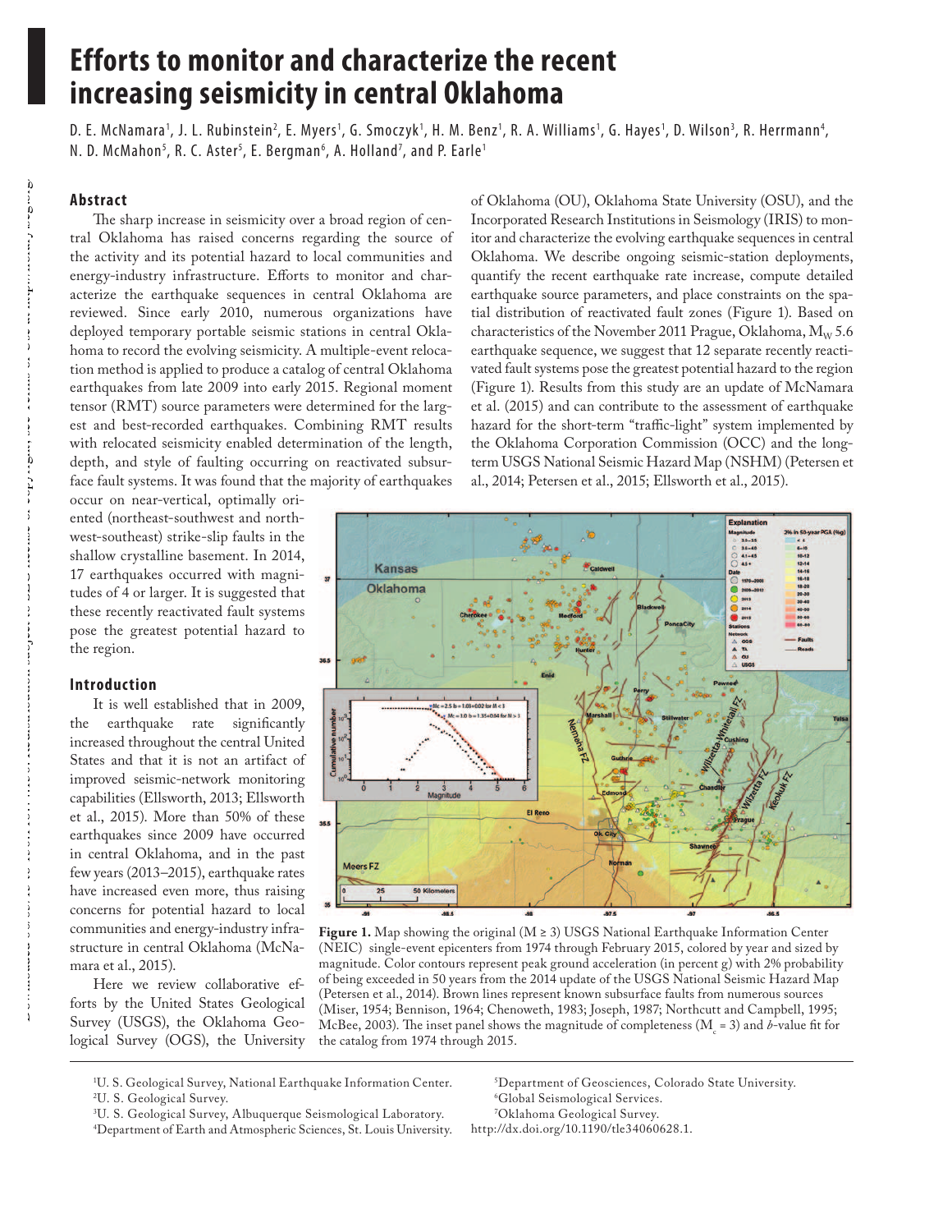# Efforts to monitor and characterize the recent increasing seismicity in central Oklahoma

D. E. McNamara[1], J. L. Rubinstein[2], E. Myers[1], G. Smoczyk[1], H. M. Benz[1], R. A. Williams[1], G. Hayes[1], D. Wilson[3], R. Herrmann[4], N. D. McMahon[5], R. C. Aster[5], E. Bergman[6], A. Holland[7], and P. Earle[1]

## Abstract

The sharp increase in seismicity over a broad region of central Oklahoma has raised concerns regarding the source of the activity and its potential hazard to local communities and energy-industry infrastructure. Efforts to monitor and characterize the earthquake sequences in central Oklahoma are reviewed. Since early 2010, numerous organizations have deployed temporary portable seismic stations in central Oklahoma to record the evolving seismicity. A multiple-event relocation method is applied to produce a catalog of central Oklahoma earthquakes from late 2009 into early 2015. Regional moment tensor (RMT) source parameters were determined for the largest and best-recorded earthquakes. Combining RMT results with relocated seismicity enabled determination of the length, depth, and style of faulting occurring on reactivated subsurface fault systems. It was found that the majority of earthquakes occur on near-vertical, optimally oriented (northeast-southwest and northwest-southeast) strike-slip faults in the shallow crystalline basement. In 2014, 17 earthquakes occurred with magnitudes of 4 or larger. It is suggested that these recently reactivated fault systems pose the greatest potential hazard to the region.

## Introduction

It is well established that in 2009, the earthquake rate significantly increased throughout the central United States and that it is not an artifact of improved seismic-network monitoring capabilities (Ellsworth, 2013; Ellsworth et al., 2015). More than 50% of these earthquakes since 2009 have occurred in central Oklahoma, and in the past few years (2013–2015), earthquake rates have increased even more, thus raising concerns for potential hazard to local communities and energy-industry infrastructure in central Oklahoma (McNamara et al., 2015).

Here we review collaborative efforts by the United States Geological Survey (USGS), the Oklahoma Geological Survey (OGS), the University of Oklahoma (OU), Oklahoma State University (OSU), and the Incorporated Research Institutions in Seismology (IRIS) to monitor and characterize the evolving earthquake sequences in central Oklahoma. We describe ongoing seismic-station deployments, quantify the recent earthquake rate increase, compute detailed earthquake source parameters, and place constraints on the spatial distribution of reactivated fault zones (Figure 1). Based on characteristics of the November 2011 Prague, Oklahoma, $M_W$ 5.6 earthquake sequence, we suggest that 12 separate recently reactivated fault systems pose the greatest potential hazard to the region (Figure 1). Results from this study are an update of McNamara et al. (2015) and can contribute to the assessment of earthquake hazard for the short-term "traffic-light" system implemented by the Oklahoma Corporation Commission (OCC) and the long-term USGS National Seismic Hazard Map (NSHM) (Petersen et al., 2014; Petersen et al., 2015; Ellsworth et al., 2015).

**Figure 1.** Map showing the original ($M \geq 3$) USGS National Earthquake Information Center (NEIC) single-event epicenters from 1974 through February 2015, colored by year and sized by magnitude. Color contours represent peak ground acceleration (in percent g) with 2% probability of being exceeded in 50 years from the 2014 update of the USGS National Seismic Hazard Map (Petersen et al., 2014). Brown lines represent known subsurface faults from numerous sources (Miser, 1954; Bennison, 1964; Chenoweth, 1983; Joseph, 1987; Northcutt and Campbell, 1995; McBee, 2003). The inset panel shows the magnitude of completeness ($M_c = 3$) and *b*-value fit for the catalog from 1974 through 2015.

[1]U. S. Geological Survey, National Earthquake Information Center.
[2]U. S. Geological Survey.
[3]U. S. Geological Survey, Albuquerque Seismological Laboratory.
[4]Department of Earth and Atmospheric Sciences, St. Louis University.
[5]Department of Geosciences, Colorado State University.
[6]Global Seismological Services.
[7]Oklahoma Geological Survey.

http://dx.doi.org/10.1190/tle34060628.1.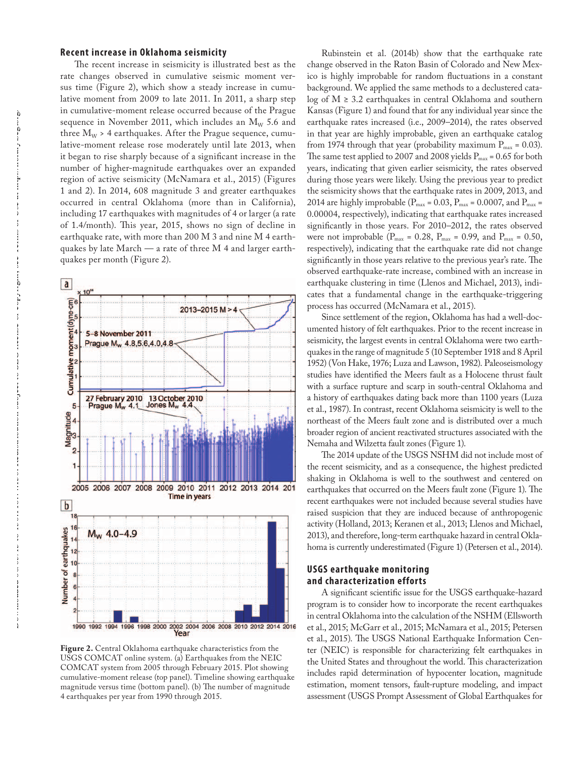## Recent increase in Oklahoma seismicity

The recent increase in seismicity is illustrated best as the rate changes observed in cumulative seismic moment versus time (Figure 2), which show a steady increase in cumulative moment from 2009 to late 2011. In 2011, a sharp step in cumulative-moment release occurred because of the Prague sequence in November 2011, which includes an $M_W$ 5.6 and three $M_W$ > 4 earthquakes. After the Prague sequence, cumulative-moment release rose moderately until late 2013, when it began to rise sharply because of a significant increase in the number of higher-magnitude earthquakes over an expanded region of active seismicity (McNamara et al., 2015) (Figures 1 and 2). In 2014, 608 magnitude 3 and greater earthquakes occurred in central Oklahoma (more than in California), including 17 earthquakes with magnitudes of 4 or larger (a rate of 1.4/month). This year, 2015, shows no sign of decline in earthquake rate, with more than 200 M 3 and nine M 4 earthquakes by late March — a rate of three M 4 and larger earthquakes per month (Figure 2).

**Figure 2.** Central Oklahoma earthquake characteristics from the USGS COMCAT online system. (a) Earthquakes from the NEIC COMCAT system from 2005 through February 2015. Plot showing cumulative-moment release (top panel). Timeline showing earthquake magnitude versus time (bottom panel). (b) The number of magnitude 4 earthquakes per year from 1990 through 2015.

Rubinstein et al. (2014b) show that the earthquake rate change observed in the Raton Basin of Colorado and New Mexico is highly improbable for random fluctuations in a constant background. We applied the same methods to a declustered catalog of M ≥ 3.2 earthquakes in central Oklahoma and southern Kansas (Figure 1) and found that for any individual year since the earthquake rates increased (i.e., 2009–2014), the rates observed in that year are highly improbable, given an earthquake catalog from 1974 through that year (probability maximum $P_{max}$ = 0.03). The same test applied to 2007 and 2008 yields $P_{max}$ = 0.65 for both years, indicating that given earlier seismicity, the rates observed during those years were likely. Using the previous year to predict the seismicity shows that the earthquake rates in 2009, 2013, and 2014 are highly improbable ($P_{max}$ = 0.03, $P_{max}$ = 0.0007, and $P_{max}$ = 0.00004, respectively), indicating that earthquake rates increased significantly in those years. For 2010–2012, the rates observed were not improbable ($P_{max}$ = 0.28, $P_{max}$ = 0.99, and $P_{max}$ = 0.50, respectively), indicating that the earthquake rate did not change significantly in those years relative to the previous year's rate. The observed earthquake-rate increase, combined with an increase in earthquake clustering in time (Llenos and Michael, 2013), indicates that a fundamental change in the earthquake-triggering process has occurred (McNamara et al., 2015).

Since settlement of the region, Oklahoma has had a well-documented history of felt earthquakes. Prior to the recent increase in seismicity, the largest events in central Oklahoma were two earthquakes in the range of magnitude 5 (10 September 1918 and 8 April 1952) (Von Hake, 1976; Luza and Lawson, 1982). Paleoseismology studies have identified the Meers fault as a Holocene thrust fault with a surface rupture and scarp in south-central Oklahoma and a history of earthquakes dating back more than 1100 years (Luza et al., 1987). In contrast, recent Oklahoma seismicity is well to the northeast of the Meers fault zone and is distributed over a much broader region of ancient reactivated structures associated with the Nemaha and Wilzetta fault zones (Figure 1).

The 2014 update of the USGS NSHM did not include most of the recent seismicity, and as a consequence, the highest predicted shaking in Oklahoma is well to the southwest and centered on earthquakes that occurred on the Meers fault zone (Figure 1). The recent earthquakes were not included because several studies have raised suspicion that they are induced because of anthropogenic activity (Holland, 2013; Keranen et al., 2013; Llenos and Michael, 2013), and therefore, long-term earthquake hazard in central Oklahoma is currently underestimated (Figure 1) (Petersen et al., 2014).

## USGS earthquake monitoring and characterization efforts

A significant scientific issue for the USGS earthquake-hazard program is to consider how to incorporate the recent earthquakes in central Oklahoma into the calculation of the NSHM (Ellsworth et al., 2015; McGarr et al., 2015; McNamara et al., 2015; Petersen et al., 2015). The USGS National Earthquake Information Center (NEIC) is responsible for characterizing felt earthquakes in the United States and throughout the world. This characterization includes rapid determination of hypocenter location, magnitude estimation, moment tensors, fault-rupture modeling, and impact assessment (USGS Prompt Assessment of Global Earthquakes for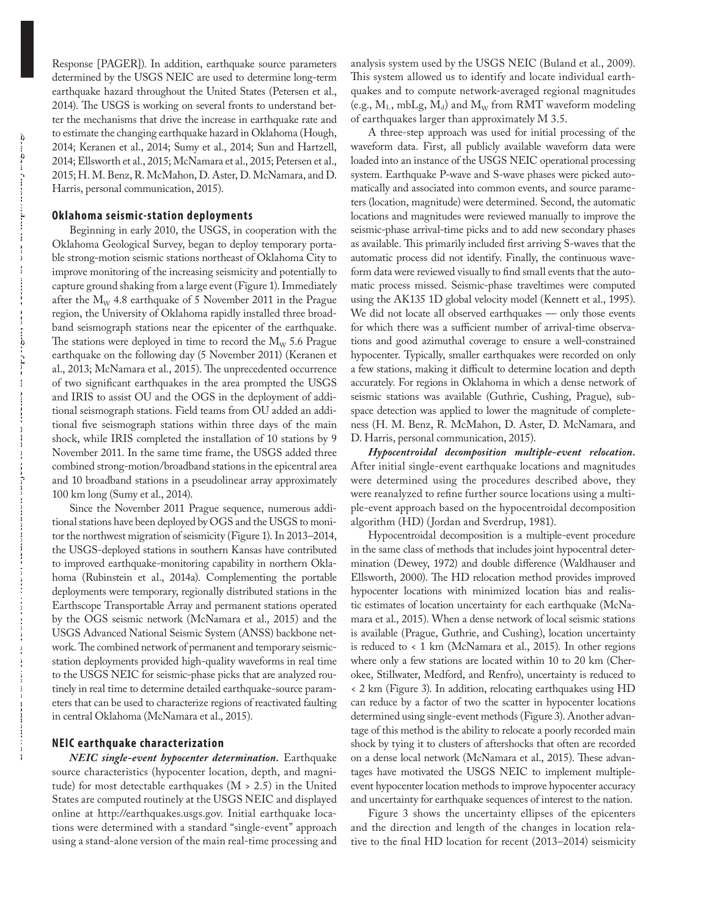Response [PAGER]). In addition, earthquake source parameters determined by the USGS NEIC are used to determine long-term earthquake hazard throughout the United States (Petersen et al., 2014). The USGS is working on several fronts to understand better the mechanisms that drive the increase in earthquake rate and to estimate the changing earthquake hazard in Oklahoma (Hough, 2014; Keranen et al., 2014; Sumy et al., 2014; Sun and Hartzell, 2014; Ellsworth et al., 2015; McNamara et al., 2015; Petersen et al., 2015; H. M. Benz, R. McMahon, D. Aster, D. McNamara, and D. Harris, personal communication, 2015).

## Oklahoma seismic-station deployments

Beginning in early 2010, the USGS, in cooperation with the Oklahoma Geological Survey, began to deploy temporary portable strong-motion seismic stations northeast of Oklahoma City to improve monitoring of the increasing seismicity and potentially to capture ground shaking from a large event (Figure 1). Immediately after the $M_W$ 4.8 earthquake of 5 November 2011 in the Prague region, the University of Oklahoma rapidly installed three broadband seismograph stations near the epicenter of the earthquake. The stations were deployed in time to record the $M_W$ 5.6 Prague earthquake on the following day (5 November 2011) (Keranen et al., 2013; McNamara et al., 2015). The unprecedented occurrence of two significant earthquakes in the area prompted the USGS and IRIS to assist OU and the OGS in the deployment of additional seismograph stations. Field teams from OU added an additional five seismograph stations within three days of the main shock, while IRIS completed the installation of 10 stations by 9 November 2011. In the same time frame, the USGS added three combined strong-motion/broadband stations in the epicentral area and 10 broadband stations in a pseudolinear array approximately 100 km long (Sumy et al., 2014).

Since the November 2011 Prague sequence, numerous additional stations have been deployed by OGS and the USGS to monitor the northwest migration of seismicity (Figure 1). In 2013–2014, the USGS-deployed stations in southern Kansas have contributed to improved earthquake-monitoring capability in northern Oklahoma (Rubinstein et al., 2014a). Complementing the portable deployments were temporary, regionally distributed stations in the Earthscope Transportable Array and permanent stations operated by the OGS seismic network (McNamara et al., 2015) and the USGS Advanced National Seismic System (ANSS) backbone network. The combined network of permanent and temporary seismic-station deployments provided high-quality waveforms in real time to the USGS NEIC for seismic-phase picks that are analyzed routinely in real time to determine detailed earthquake-source parameters that can be used to characterize regions of reactivated faulting in central Oklahoma (McNamara et al., 2015).

## NEIC earthquake characterization

***NEIC single-event hypocenter determination.*** Earthquake source characteristics (hypocenter location, depth, and magnitude) for most detectable earthquakes (M > 2.5) in the United States are computed routinely at the USGS NEIC and displayed online at http://earthquakes.usgs.gov. Initial earthquake locations were determined with a standard "single-event" approach using a stand-alone version of the main real-time processing and analysis system used by the USGS NEIC (Buland et al., 2009). This system allowed us to identify and locate individual earthquakes and to compute network-averaged regional magnitudes (e.g., $M_L$, mbLg, $M_d$) and $M_W$ from RMT waveform modeling of earthquakes larger than approximately M 3.5.

A three-step approach was used for initial processing of the waveform data. First, all publicly available waveform data were loaded into an instance of the USGS NEIC operational processing system. Earthquake P-wave and S-wave phases were picked automatically and associated into common events, and source parameters (location, magnitude) were determined. Second, the automatic locations and magnitudes were reviewed manually to improve the seismic-phase arrival-time picks and to add new secondary phases as available. This primarily included first arriving S-waves that the automatic process did not identify. Finally, the continuous waveform data were reviewed visually to find small events that the automatic process missed. Seismic-phase traveltimes were computed using the AK135 1D global velocity model (Kennett et al., 1995). We did not locate all observed earthquakes — only those events for which there was a sufficient number of arrival-time observations and good azimuthal coverage to ensure a well-constrained hypocenter. Typically, smaller earthquakes were recorded on only a few stations, making it difficult to determine location and depth accurately. For regions in Oklahoma in which a dense network of seismic stations was available (Guthrie, Cushing, Prague), subspace detection was applied to lower the magnitude of completeness (H. M. Benz, R. McMahon, D. Aster, D. McNamara, and D. Harris, personal communication, 2015).

***Hypocentroidal decomposition multiple-event relocation.*** After initial single-event earthquake locations and magnitudes were determined using the procedures described above, they were reanalyzed to refine further source locations using a multiple-event approach based on the hypocentroidal decomposition algorithm (HD) (Jordan and Sverdrup, 1981).

Hypocentroidal decomposition is a multiple-event procedure in the same class of methods that includes joint hypocentral determination (Dewey, 1972) and double difference (Waldhauser and Ellsworth, 2000). The HD relocation method provides improved hypocenter locations with minimized location bias and realistic estimates of location uncertainty for each earthquake (McNamara et al., 2015). When a dense network of local seismic stations is available (Prague, Guthrie, and Cushing), location uncertainty is reduced to < 1 km (McNamara et al., 2015). In other regions where only a few stations are located within 10 to 20 km (Cherokee, Stillwater, Medford, and Renfro), uncertainty is reduced to < 2 km (Figure 3). In addition, relocating earthquakes using HD can reduce by a factor of two the scatter in hypocenter locations determined using single-event methods (Figure 3). Another advantage of this method is the ability to relocate a poorly recorded main shock by tying it to clusters of aftershocks that often are recorded on a dense local network (McNamara et al., 2015). These advantages have motivated the USGS NEIC to implement multiple-event hypocenter location methods to improve hypocenter accuracy and uncertainty for earthquake sequences of interest to the nation.

Figure 3 shows the uncertainty ellipses of the epicenters and the direction and length of the changes in location relative to the final HD location for recent (2013–2014) seismicity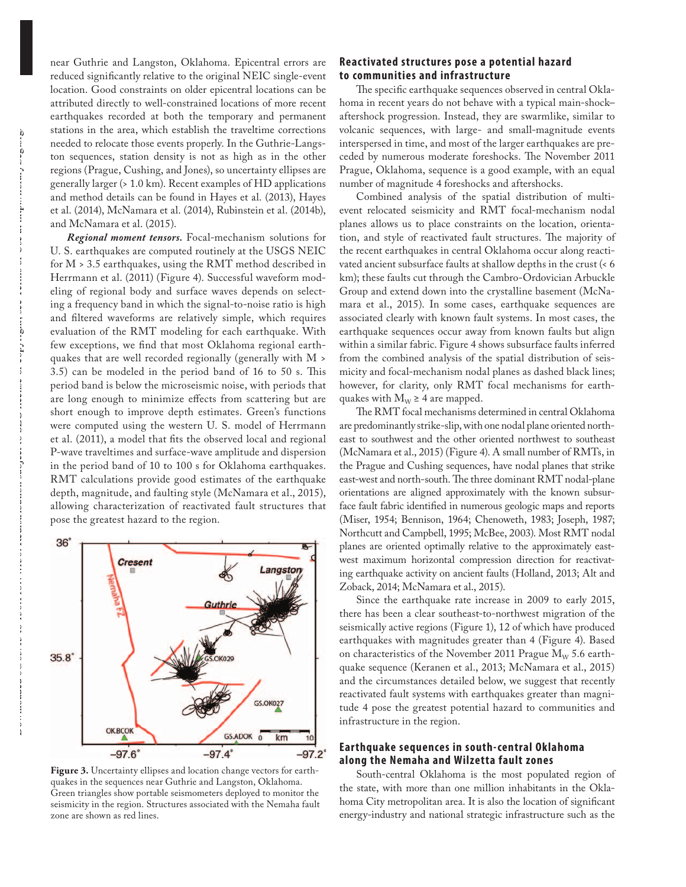near Guthrie and Langston, Oklahoma. Epicentral errors are reduced significantly relative to the original NEIC single-event location. Good constraints on older epicentral locations can be attributed directly to well-constrained locations of more recent earthquakes recorded at both the temporary and permanent stations in the area, which establish the traveltime corrections needed to relocate those events properly. In the Guthrie-Langston sequences, station density is not as high as in the other regions (Prague, Cushing, and Jones), so uncertainty ellipses are generally larger (> 1.0 km). Recent examples of HD applications and method details can be found in Hayes et al. (2013), Hayes et al. (2014), McNamara et al. (2014), Rubinstein et al. (2014b), and McNamara et al. (2015).

***Regional moment tensors.*** Focal-mechanism solutions for U. S. earthquakes are computed routinely at the USGS NEIC for M > 3.5 earthquakes, using the RMT method described in Herrmann et al. (2011) (Figure 4). Successful waveform modeling of regional body and surface waves depends on selecting a frequency band in which the signal-to-noise ratio is high and filtered waveforms are relatively simple, which requires evaluation of the RMT modeling for each earthquake. With few exceptions, we find that most Oklahoma regional earthquakes that are well recorded regionally (generally with M > 3.5) can be modeled in the period band of 16 to 50 s. This period band is below the microseismic noise, with periods that are long enough to minimize effects from scattering but are short enough to improve depth estimates. Green's functions were computed using the western U. S. model of Herrmann et al. (2011), a model that fits the observed local and regional P-wave traveltimes and surface-wave amplitude and dispersion in the period band of 10 to 100 s for Oklahoma earthquakes. RMT calculations provide good estimates of the earthquake depth, magnitude, and faulting style (McNamara et al., 2015), allowing characterization of reactivated fault structures that pose the greatest hazard to the region.

**Figure 3.** Uncertainty ellipses and location change vectors for earthquakes in the sequences near Guthrie and Langston, Oklahoma. Green triangles show portable seismometers deployed to monitor the seismicity in the region. Structures associated with the Nemaha fault zone are shown as red lines.

## Reactivated structures pose a potential hazard to communities and infrastructure

The specific earthquake sequences observed in central Oklahoma in recent years do not behave with a typical main-shock–aftershock progression. Instead, they are swarmlike, similar to volcanic sequences, with large- and small-magnitude events interspersed in time, and most of the larger earthquakes are preceded by numerous moderate foreshocks. The November 2011 Prague, Oklahoma, sequence is a good example, with an equal number of magnitude 4 foreshocks and aftershocks.

Combined analysis of the spatial distribution of multi-event relocated seismicity and RMT focal-mechanism nodal planes allows us to place constraints on the location, orientation, and style of reactivated fault structures. The majority of the recent earthquakes in central Oklahoma occur along reactivated ancient subsurface faults at shallow depths in the crust (< 6 km); these faults cut through the Cambro-Ordovician Arbuckle Group and extend down into the crystalline basement (McNamara et al., 2015). In some cases, earthquake sequences are associated clearly with known fault systems. In most cases, the earthquake sequences occur away from known faults but align within a similar fabric. Figure 4 shows subsurface faults inferred from the combined analysis of the spatial distribution of seismicity and focal-mechanism nodal planes as dashed black lines; however, for clarity, only RMT focal mechanisms for earthquakes with $M_W \geq 4$ are mapped.

The RMT focal mechanisms determined in central Oklahoma are predominantly strike-slip, with one nodal plane oriented northeast to southwest and the other oriented northwest to southeast (McNamara et al., 2015) (Figure 4). A small number of RMTs, in the Prague and Cushing sequences, have nodal planes that strike east-west and north-south. The three dominant RMT nodal-plane orientations are aligned approximately with the known subsurface fault fabric identified in numerous geologic maps and reports (Miser, 1954; Bennison, 1964; Chenoweth, 1983; Joseph, 1987; Northcutt and Campbell, 1995; McBee, 2003). Most RMT nodal planes are oriented optimally relative to the approximately east-west maximum horizontal compression direction for reactivating earthquake activity on ancient faults (Holland, 2013; Alt and Zoback, 2014; McNamara et al., 2015).

Since the earthquake rate increase in 2009 to early 2015, there has been a clear southeast-to-northwest migration of the seismically active regions (Figure 1), 12 of which have produced earthquakes with magnitudes greater than 4 (Figure 4). Based on characteristics of the November 2011 Prague $M_W$ 5.6 earthquake sequence (Keranen et al., 2013; McNamara et al., 2015) and the circumstances detailed below, we suggest that recently reactivated fault systems with earthquakes greater than magnitude 4 pose the greatest potential hazard to communities and infrastructure in the region.

## Earthquake sequences in south-central Oklahoma along the Nemaha and Wilzetta fault zones

South-central Oklahoma is the most populated region of the state, with more than one million inhabitants in the Oklahoma City metropolitan area. It is also the location of significant energy-industry and national strategic infrastructure such as the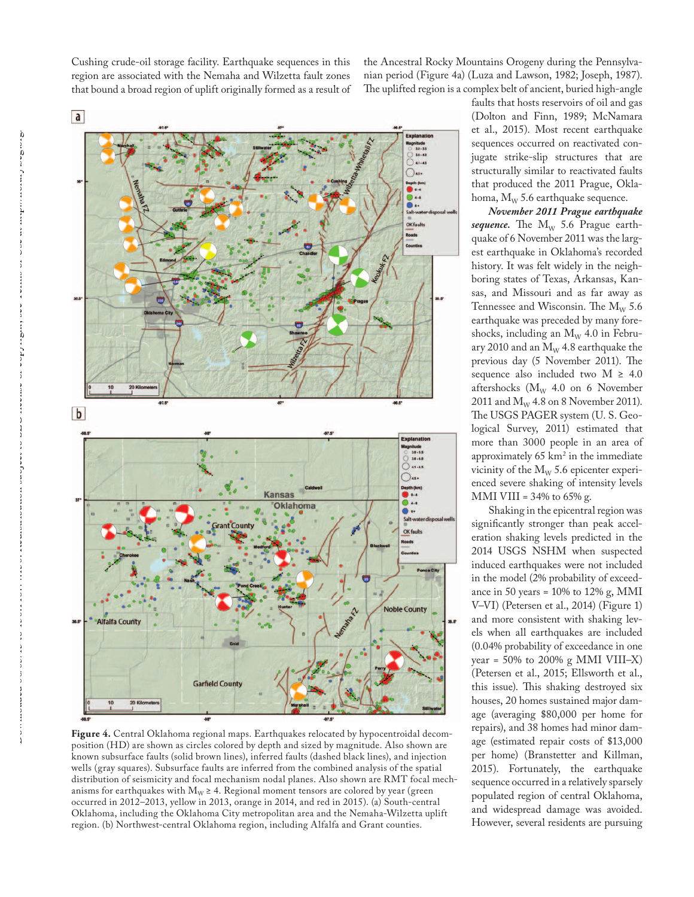Cushing crude-oil storage facility. Earthquake sequences in this region are associated with the Nemaha and Wilzetta fault zones that bound a broad region of uplift originally formed as a result of the Ancestral Rocky Mountains Orogeny during the Pennsylvanian period (Figure 4a) (Luza and Lawson, 1982; Joseph, 1987). The uplifted region is a complex belt of ancient, buried high-angle faults that hosts reservoirs of oil and gas (Dolton and Finn, 1989; McNamara et al., 2015). Most recent earthquake sequences occurred on reactivated conjugate strike-slip structures that are structurally similar to reactivated faults that produced the 2011 Prague, Oklahoma, $M_W$ 5.6 earthquake sequence.

Figure 4. Central Oklahoma regional maps. Earthquakes relocated by hypocentroidal decomposition (HD) are shown as circles colored by depth and sized by magnitude. Also shown are known subsurface faults (solid brown lines), inferred faults (dashed black lines), and injection wells (gray squares). Subsurface faults are inferred from the combined analysis of the spatial distribution of seismicity and focal mechanism nodal planes. Also shown are RMT focal mechanisms for earthquakes with $M_W \geq 4$. Regional moment tensors are colored by year (green occurred in 2012–2013, yellow in 2013, orange in 2014, and red in 2015). (a) South-central Oklahoma, including the Oklahoma City metropolitan area and the Nemaha-Wilzetta uplift region. (b) Northwest-central Oklahoma region, including Alfalfa and Grant counties.

***November 2011 Prague earthquake sequence.*** The $M_W$ 5.6 Prague earthquake of 6 November 2011 was the largest earthquake in Oklahoma's recorded history. It was felt widely in the neighboring states of Texas, Arkansas, Kansas, and Missouri and as far away as Tennessee and Wisconsin. The $M_W$ 5.6 earthquake was preceded by many foreshocks, including an $M_W$ 4.0 in February 2010 and an $M_W$ 4.8 earthquake the previous day (5 November 2011). The sequence also included two $M \geq 4.0$ aftershocks ($M_W$ 4.0 on 6 November 2011 and $M_W$ 4.8 on 8 November 2011). The USGS PAGER system (U. S. Geological Survey, 2011) estimated that more than 3000 people in an area of approximately 65 km$^2$ in the immediate vicinity of the $M_W$ 5.6 epicenter experienced severe shaking of intensity levels MMI VIII = 34% to 65% g.

Shaking in the epicentral region was significantly stronger than peak acceleration shaking levels predicted in the 2014 USGS NSHM when suspected induced earthquakes were not included in the model (2% probability of exceedance in 50 years = 10% to 12% g, MMI V–VI) (Petersen et al., 2014) (Figure 1) and more consistent with shaking levels when all earthquakes are included (0.04% probability of exceedance in one year = 50% to 200% g MMI VIII–X) (Petersen et al., 2015; Ellsworth et al., this issue). This shaking destroyed six houses, 20 homes sustained major damage (averaging $80,000 per home for repairs), and 38 homes had minor damage (estimated repair costs of $13,000 per home) (Branstetter and Killman, 2015). Fortunately, the earthquake sequence occurred in a relatively sparsely populated region of central Oklahoma, and widespread damage was avoided. However, several residents are pursuing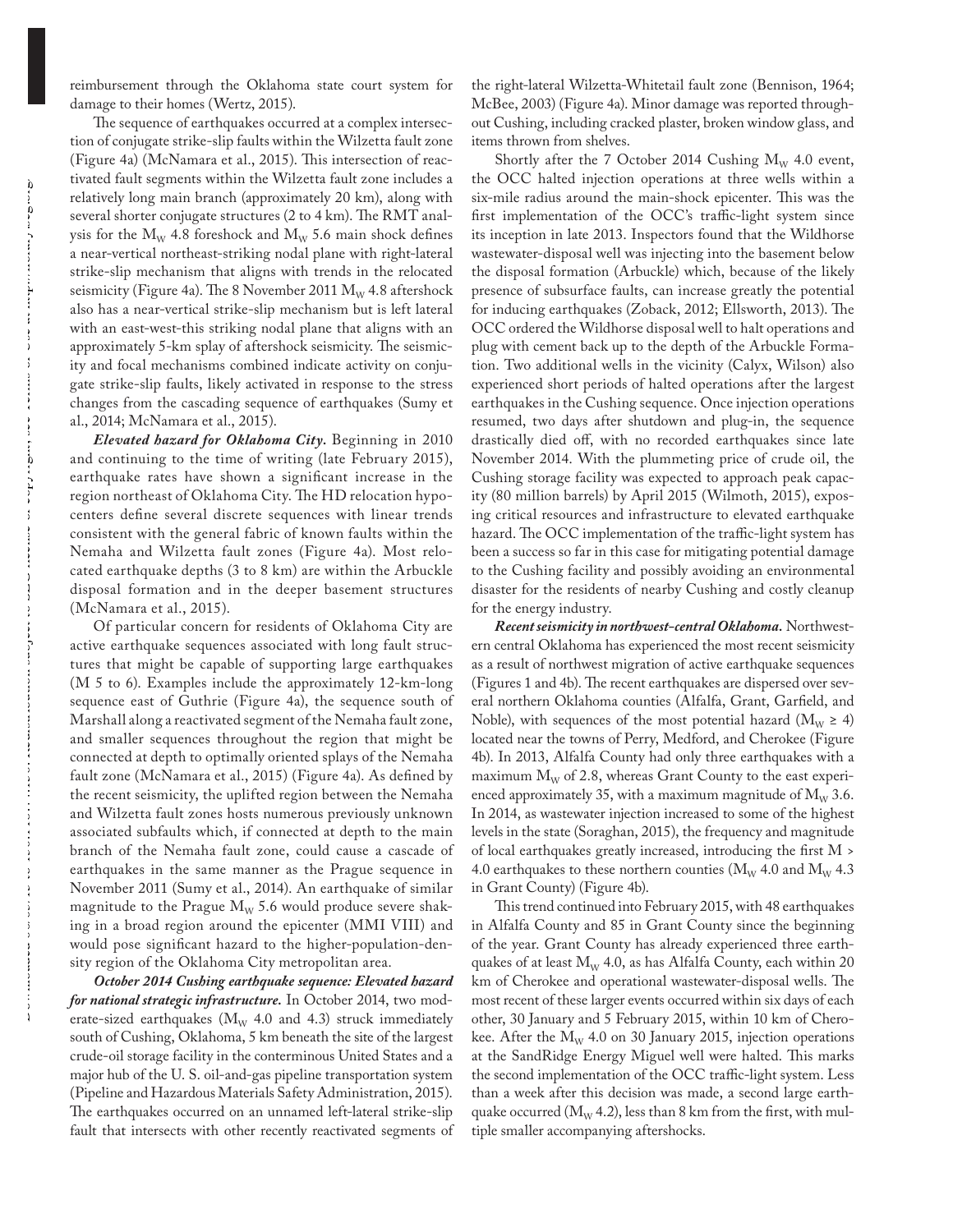reimbursement through the Oklahoma state court system for damage to their homes (Wertz, 2015).

The sequence of earthquakes occurred at a complex intersection of conjugate strike-slip faults within the Wilzetta fault zone (Figure 4a) (McNamara et al., 2015). This intersection of reactivated fault segments within the Wilzetta fault zone includes a relatively long main branch (approximately 20 km), along with several shorter conjugate structures (2 to 4 km). The RMT analysis for the $M_W$ 4.8 foreshock and $M_W$ 5.6 main shock defines a near-vertical northeast-striking nodal plane with right-lateral strike-slip mechanism that aligns with trends in the relocated seismicity (Figure 4a). The 8 November 2011 $M_W$ 4.8 aftershock also has a near-vertical strike-slip mechanism but is left lateral with an east-west-this striking nodal plane that aligns with an approximately 5-km splay of aftershock seismicity. The seismicity and focal mechanisms combined indicate activity on conjugate strike-slip faults, likely activated in response to the stress changes from the cascading sequence of earthquakes (Sumy et al., 2014; McNamara et al., 2015).

***Elevated hazard for Oklahoma City.*** Beginning in 2010 and continuing to the time of writing (late February 2015), earthquake rates have shown a significant increase in the region northeast of Oklahoma City. The HD relocation hypocenters define several discrete sequences with linear trends consistent with the general fabric of known faults within the Nemaha and Wilzetta fault zones (Figure 4a). Most relocated earthquake depths (3 to 8 km) are within the Arbuckle disposal formation and in the deeper basement structures (McNamara et al., 2015).

Of particular concern for residents of Oklahoma City are active earthquake sequences associated with long fault structures that might be capable of supporting large earthquakes (M 5 to 6). Examples include the approximately 12-km-long sequence east of Guthrie (Figure 4a), the sequence south of Marshall along a reactivated segment of the Nemaha fault zone, and smaller sequences throughout the region that might be connected at depth to optimally oriented splays of the Nemaha fault zone (McNamara et al., 2015) (Figure 4a). As defined by the recent seismicity, the uplifted region between the Nemaha and Wilzetta fault zones hosts numerous previously unknown associated subfaults which, if connected at depth to the main branch of the Nemaha fault zone, could cause a cascade of earthquakes in the same manner as the Prague sequence in November 2011 (Sumy et al., 2014). An earthquake of similar magnitude to the Prague $M_W$ 5.6 would produce severe shaking in a broad region around the epicenter (MMI VIII) and would pose significant hazard to the higher-population-density region of the Oklahoma City metropolitan area.

***October 2014 Cushing earthquake sequence: Elevated hazard for national strategic infrastructure.*** In October 2014, two moderate-sized earthquakes ($M_W$ 4.0 and 4.3) struck immediately south of Cushing, Oklahoma, 5 km beneath the site of the largest crude-oil storage facility in the conterminous United States and a major hub of the U. S. oil-and-gas pipeline transportation system (Pipeline and Hazardous Materials Safety Administration, 2015). The earthquakes occurred on an unnamed left-lateral strike-slip fault that intersects with other recently reactivated segments of the right-lateral Wilzetta-Whitetail fault zone (Bennison, 1964; McBee, 2003) (Figure 4a). Minor damage was reported throughout Cushing, including cracked plaster, broken window glass, and items thrown from shelves.

Shortly after the 7 October 2014 Cushing $M_W$ 4.0 event, the OCC halted injection operations at three wells within a six-mile radius around the main-shock epicenter. This was the first implementation of the OCC's traffic-light system since its inception in late 2013. Inspectors found that the Wildhorse wastewater-disposal well was injecting into the basement below the disposal formation (Arbuckle) which, because of the likely presence of subsurface faults, can increase greatly the potential for inducing earthquakes (Zoback, 2012; Ellsworth, 2013). The OCC ordered the Wildhorse disposal well to halt operations and plug with cement back up to the depth of the Arbuckle Formation. Two additional wells in the vicinity (Calyx, Wilson) also experienced short periods of halted operations after the largest earthquakes in the Cushing sequence. Once injection operations resumed, two days after shutdown and plug-in, the sequence drastically died off, with no recorded earthquakes since late November 2014. With the plummeting price of crude oil, the Cushing storage facility was expected to approach peak capacity (80 million barrels) by April 2015 (Wilmoth, 2015), exposing critical resources and infrastructure to elevated earthquake hazard. The OCC implementation of the traffic-light system has been a success so far in this case for mitigating potential damage to the Cushing facility and possibly avoiding an environmental disaster for the residents of nearby Cushing and costly cleanup for the energy industry.

***Recent seismicity in northwest-central Oklahoma.*** Northwestern central Oklahoma has experienced the most recent seismicity as a result of northwest migration of active earthquake sequences (Figures 1 and 4b). The recent earthquakes are dispersed over several northern Oklahoma counties (Alfalfa, Grant, Garfield, and Noble), with sequences of the most potential hazard ($M_W \geq 4$) located near the towns of Perry, Medford, and Cherokee (Figure 4b). In 2013, Alfalfa County had only three earthquakes with a maximum $M_W$ of 2.8, whereas Grant County to the east experienced approximately 35, with a maximum magnitude of $M_W$ 3.6. In 2014, as wastewater injection increased to some of the highest levels in the state (Soraghan, 2015), the frequency and magnitude of local earthquakes greatly increased, introducing the first M > 4.0 earthquakes to these northern counties ($M_W$ 4.0 and $M_W$ 4.3 in Grant County) (Figure 4b).

This trend continued into February 2015, with 48 earthquakes in Alfalfa County and 85 in Grant County since the beginning of the year. Grant County has already experienced three earthquakes of at least $M_W$ 4.0, as has Alfalfa County, each within 20 km of Cherokee and operational wastewater-disposal wells. The most recent of these larger events occurred within six days of each other, 30 January and 5 February 2015, within 10 km of Cherokee. After the $M_W$ 4.0 on 30 January 2015, injection operations at the SandRidge Energy Miguel well were halted. This marks the second implementation of the OCC traffic-light system. Less than a week after this decision was made, a second large earthquake occurred ($M_W$ 4.2), less than 8 km from the first, with multiple smaller accompanying aftershocks.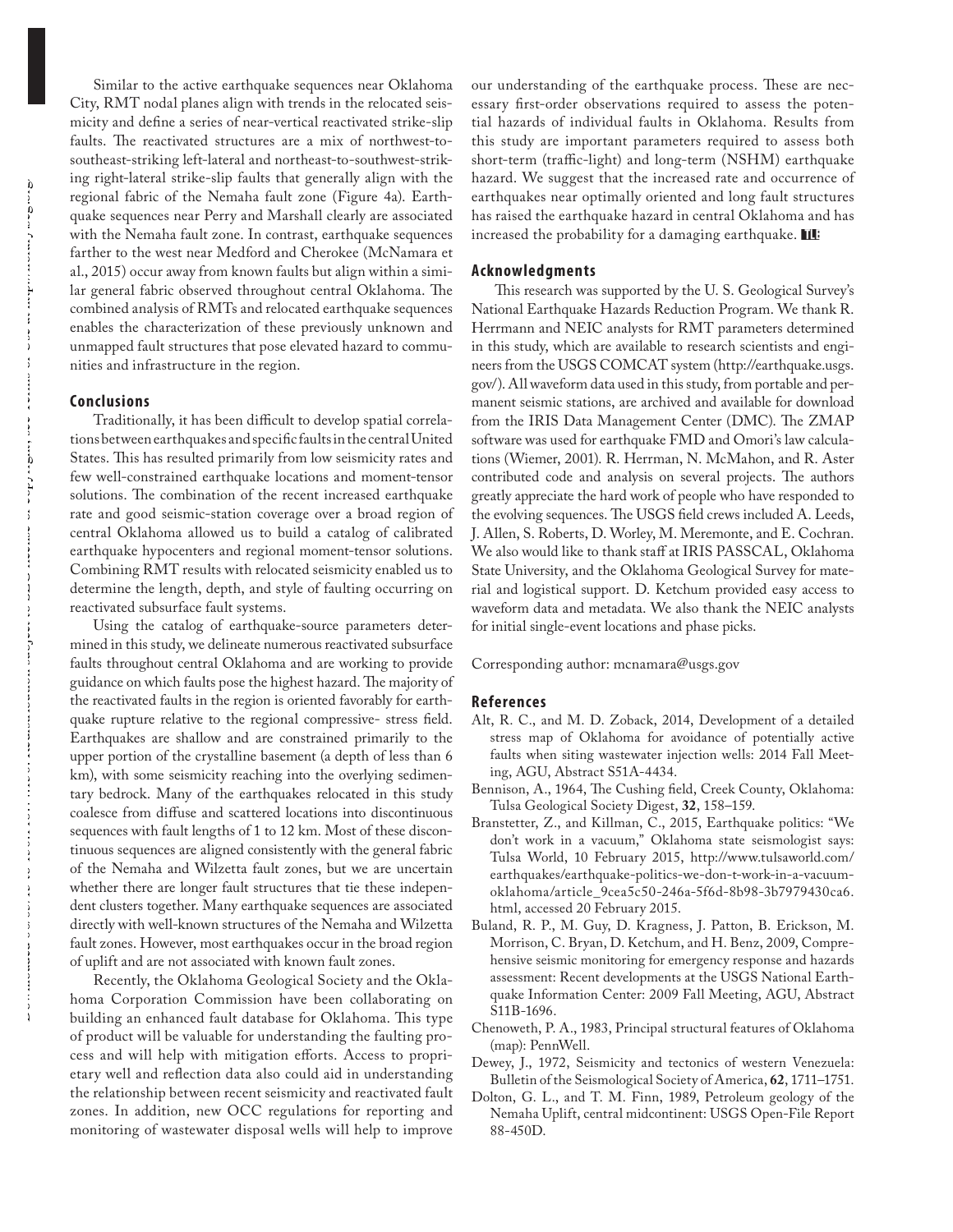Similar to the active earthquake sequences near Oklahoma City, RMT nodal planes align with trends in the relocated seismicity and define a series of near-vertical reactivated strike-slip faults. The reactivated structures are a mix of northwest-to-southeast-striking left-lateral and northeast-to-southwest-striking right-lateral strike-slip faults that generally align with the regional fabric of the Nemaha fault zone (Figure 4a). Earthquake sequences near Perry and Marshall clearly are associated with the Nemaha fault zone. In contrast, earthquake sequences farther to the west near Medford and Cherokee (McNamara et al., 2015) occur away from known faults but align within a similar general fabric observed throughout central Oklahoma. The combined analysis of RMTs and relocated earthquake sequences enables the characterization of these previously unknown and unmapped fault structures that pose elevated hazard to communities and infrastructure in the region.

## Conclusions

Traditionally, it has been difficult to develop spatial correlations between earthquakes and specific faults in the central United States. This has resulted primarily from low seismicity rates and few well-constrained earthquake locations and moment-tensor solutions. The combination of the recent increased earthquake rate and good seismic-station coverage over a broad region of central Oklahoma allowed us to build a catalog of calibrated earthquake hypocenters and regional moment-tensor solutions. Combining RMT results with relocated seismicity enabled us to determine the length, depth, and style of faulting occurring on reactivated subsurface fault systems.

Using the catalog of earthquake-source parameters determined in this study, we delineate numerous reactivated subsurface faults throughout central Oklahoma and are working to provide guidance on which faults pose the highest hazard. The majority of the reactivated faults in the region is oriented favorably for earthquake rupture relative to the regional compressive- stress field. Earthquakes are shallow and are constrained primarily to the upper portion of the crystalline basement (a depth of less than 6 km), with some seismicity reaching into the overlying sedimentary bedrock. Many of the earthquakes relocated in this study coalesce from diffuse and scattered locations into discontinuous sequences with fault lengths of 1 to 12 km. Most of these discontinuous sequences are aligned consistently with the general fabric of the Nemaha and Wilzetta fault zones, but we are uncertain whether there are longer fault structures that tie these independent clusters together. Many earthquake sequences are associated directly with well-known structures of the Nemaha and Wilzetta fault zones. However, most earthquakes occur in the broad region of uplift and are not associated with known fault zones.

Recently, the Oklahoma Geological Society and the Oklahoma Corporation Commission have been collaborating on building an enhanced fault database for Oklahoma. This type of product will be valuable for understanding the faulting process and will help with mitigation efforts. Access to proprietary well and reflection data also could aid in understanding the relationship between recent seismicity and reactivated fault zones. In addition, new OCC regulations for reporting and monitoring of wastewater disposal wells will help to improve our understanding of the earthquake process. These are necessary first-order observations required to assess the potential hazards of individual faults in Oklahoma. Results from this study are important parameters required to assess both short-term (traffic-light) and long-term (NSHM) earthquake hazard. We suggest that the increased rate and occurrence of earthquakes near optimally oriented and long fault structures has raised the earthquake hazard in central Oklahoma and has increased the probability for a damaging earthquake.

## Acknowledgments

This research was supported by the U. S. Geological Survey's National Earthquake Hazards Reduction Program. We thank R. Herrmann and NEIC analysts for RMT parameters determined in this study, which are available to research scientists and engineers from the USGS COMCAT system (http://earthquake.usgs.gov/). All waveform data used in this study, from portable and permanent seismic stations, are archived and available for download from the IRIS Data Management Center (DMC). The ZMAP software was used for earthquake FMD and Omori's law calculations (Wiemer, 2001). R. Herrman, N. McMahon, and R. Aster contributed code and analysis on several projects. The authors greatly appreciate the hard work of people who have responded to the evolving sequences. The USGS field crews included A. Leeds, J. Allen, S. Roberts, D. Worley, M. Meremonte, and E. Cochran. We also would like to thank staff at IRIS PASSCAL, Oklahoma State University, and the Oklahoma Geological Survey for material and logistical support. D. Ketchum provided easy access to waveform data and metadata. We also thank the NEIC analysts for initial single-event locations and phase picks.

Corresponding author: mcnamara@usgs.gov

## References

Alt, R. C., and M. D. Zoback, 2014, Development of a detailed stress map of Oklahoma for avoidance of potentially active faults when siting wastewater injection wells: 2014 Fall Meeting, AGU, Abstract S51A-4434.

Bennison, A., 1964, The Cushing field, Creek County, Oklahoma: Tulsa Geological Society Digest, **32**, 158–159.

Branstetter, Z., and Killman, C., 2015, Earthquake politics: "We don't work in a vacuum," Oklahoma state seismologist says: Tulsa World, 10 February 2015, http://www.tulsaworld.com/earthquakes/earthquake-politics-we-don-t-work-in-a-vacuum-oklahoma/article_9cea5c50-246a-5f6d-8b98-3b7979430ca6.html, accessed 20 February 2015.

Buland, R. P., M. Guy, D. Kragness, J. Patton, B. Erickson, M. Morrison, C. Bryan, D. Ketchum, and H. Benz, 2009, Comprehensive seismic monitoring for emergency response and hazards assessment: Recent developments at the USGS National Earthquake Information Center: 2009 Fall Meeting, AGU, Abstract S11B-1696.

Chenoweth, P. A., 1983, Principal structural features of Oklahoma (map): PennWell.

Dewey, J., 1972, Seismicity and tectonics of western Venezuela: Bulletin of the Seismological Society of America, **62**, 1711–1751.

Dolton, G. L., and T. M. Finn, 1989, Petroleum geology of the Nemaha Uplift, central midcontinent: USGS Open-File Report 88-450D.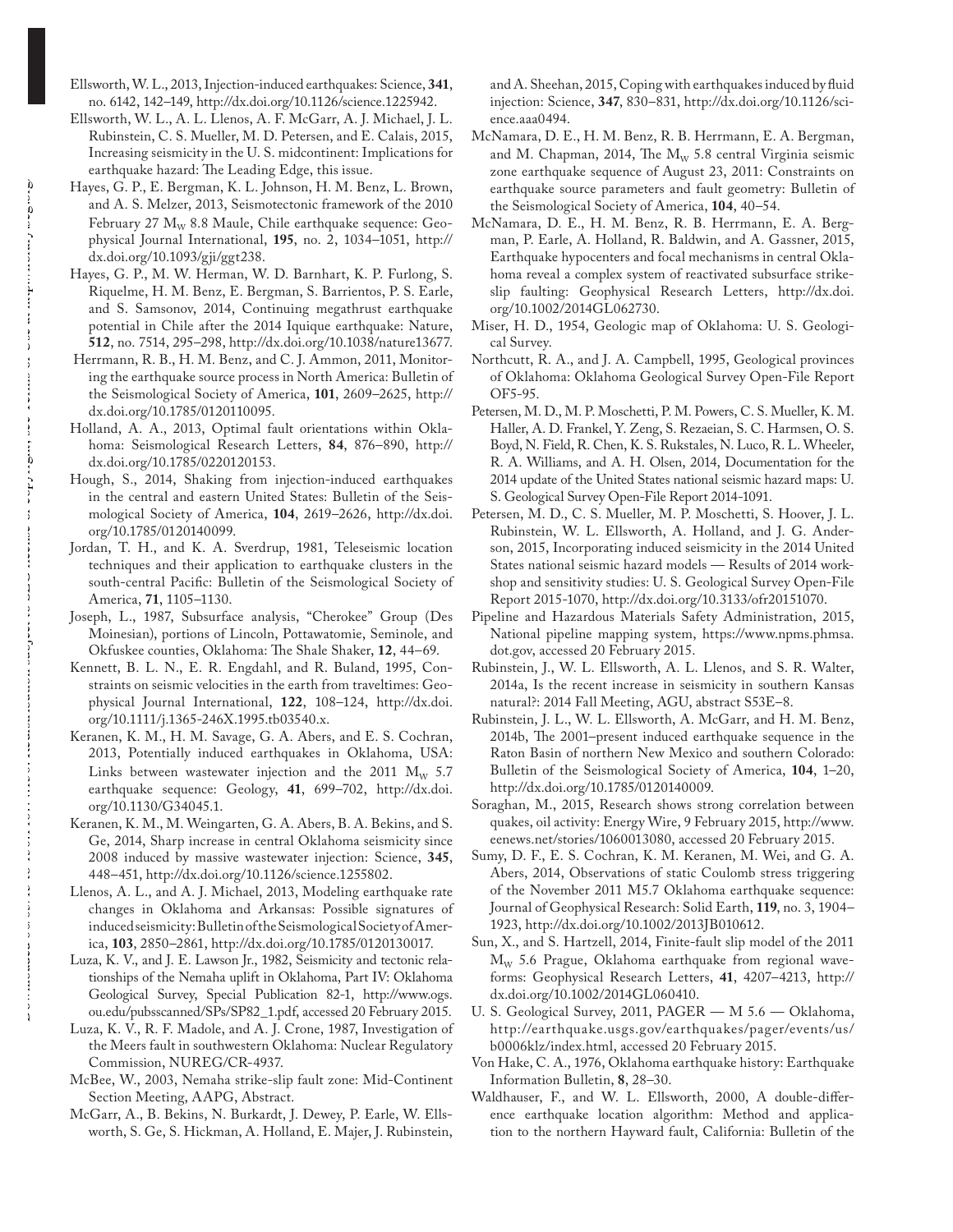Ellsworth, W. L., 2013, Injection-induced earthquakes: Science, **341**, no. 6142, 142–149, http://dx.doi.org/10.1126/science.1225942.

Ellsworth, W. L., A. L. Llenos, A. F. McGarr, A. J. Michael, J. L. Rubinstein, C. S. Mueller, M. D. Petersen, and E. Calais, 2015, Increasing seismicity in the U. S. midcontinent: Implications for earthquake hazard: The Leading Edge, this issue.

Hayes, G. P., E. Bergman, K. L. Johnson, H. M. Benz, L. Brown, and A. S. Melzer, 2013, Seismotectonic framework of the 2010 February 27 $M_W$ 8.8 Maule, Chile earthquake sequence: Geophysical Journal International, **195**, no. 2, 1034–1051, http://dx.doi.org/10.1093/gji/ggt238.

Hayes, G. P., M. W. Herman, W. D. Barnhart, K. P. Furlong, S. Riquelme, H. M. Benz, E. Bergman, S. Barrientos, P. S. Earle, and S. Samsonov, 2014, Continuing megathrust earthquake potential in Chile after the 2014 Iquique earthquake: Nature, **512**, no. 7514, 295–298, http://dx.doi.org/10.1038/nature13677.

Herrmann, R. B., H. M. Benz, and C. J. Ammon, 2011, Monitoring the earthquake source process in North America: Bulletin of the Seismological Society of America, **101**, 2609–2625, http://dx.doi.org/10.1785/0120110095.

Holland, A. A., 2013, Optimal fault orientations within Oklahoma: Seismological Research Letters, **84**, 876–890, http://dx.doi.org/10.1785/0220120153.

Hough, S., 2014, Shaking from injection-induced earthquakes in the central and eastern United States: Bulletin of the Seismological Society of America, **104**, 2619–2626, http://dx.doi.org/10.1785/0120140099.

Jordan, T. H., and K. A. Sverdrup, 1981, Teleseismic location techniques and their application to earthquake clusters in the south-central Pacific: Bulletin of the Seismological Society of America, **71**, 1105–1130.

Joseph, L., 1987, Subsurface analysis, "Cherokee" Group (Des Moinesian), portions of Lincoln, Pottawatomie, Seminole, and Okfuskee counties, Oklahoma: The Shale Shaker, **12**, 44–69.

Kennett, B. L. N., E. R. Engdahl, and R. Buland, 1995, Constraints on seismic velocities in the earth from traveltimes: Geophysical Journal International, **122**, 108–124, http://dx.doi.org/10.1111/j.1365-246X.1995.tb03540.x.

Keranen, K. M., H. M. Savage, G. A. Abers, and E. S. Cochran, 2013, Potentially induced earthquakes in Oklahoma, USA: Links between wastewater injection and the 2011 $M_W$ 5.7 earthquake sequence: Geology, **41**, 699–702, http://dx.doi.org/10.1130/G34045.1.

Keranen, K. M., M. Weingarten, G. A. Abers, B. A. Bekins, and S. Ge, 2014, Sharp increase in central Oklahoma seismicity since 2008 induced by massive wastewater injection: Science, **345**, 448–451, http://dx.doi.org/10.1126/science.1255802.

Llenos, A. L., and A. J. Michael, 2013, Modeling earthquake rate changes in Oklahoma and Arkansas: Possible signatures of induced seismicity: Bulletin of the Seismological Society of America, **103**, 2850–2861, http://dx.doi.org/10.1785/0120130017.

Luza, K. V., and J. E. Lawson Jr., 1982, Seismicity and tectonic relationships of the Nemaha uplift in Oklahoma, Part IV: Oklahoma Geological Survey, Special Publication 82-1, http://www.ogs.ou.edu/pubsscanned/SPs/SP82_1.pdf, accessed 20 February 2015.

Luza, K. V., R. F. Madole, and A. J. Crone, 1987, Investigation of the Meers fault in southwestern Oklahoma: Nuclear Regulatory Commission, NUREG/CR-4937.

McBee, W., 2003, Nemaha strike-slip fault zone: Mid-Continent Section Meeting, AAPG, Abstract.

McGarr, A., B. Bekins, N. Burkardt, J. Dewey, P. Earle, W. Ellsworth, S. Ge, S. Hickman, A. Holland, E. Majer, J. Rubinstein, and A. Sheehan, 2015, Coping with earthquakes induced by fluid injection: Science, **347**, 830–831, http://dx.doi.org/10.1126/science.aaa0494.

McNamara, D. E., H. M. Benz, R. B. Herrmann, E. A. Bergman, and M. Chapman, 2014, The $M_W$ 5.8 central Virginia seismic zone earthquake sequence of August 23, 2011: Constraints on earthquake source parameters and fault geometry: Bulletin of the Seismological Society of America, **104**, 40–54.

McNamara, D. E., H. M. Benz, R. B. Herrmann, E. A. Bergman, P. Earle, A. Holland, R. Baldwin, and A. Gassner, 2015, Earthquake hypocenters and focal mechanisms in central Oklahoma reveal a complex system of reactivated subsurface strike-slip faulting: Geophysical Research Letters, http://dx.doi.org/10.1002/2014GL062730.

Miser, H. D., 1954, Geologic map of Oklahoma: U. S. Geological Survey.

Northcutt, R. A., and J. A. Campbell, 1995, Geological provinces of Oklahoma: Oklahoma Geological Survey Open-File Report OF5-95.

Petersen, M. D., M. P. Moschetti, P. M. Powers, C. S. Mueller, K. M. Haller, A. D. Frankel, Y. Zeng, S. Rezaeian, S. C. Harmsen, O. S. Boyd, N. Field, R. Chen, K. S. Rukstales, N. Luco, R. L. Wheeler, R. A. Williams, and A. H. Olsen, 2014, Documentation for the 2014 update of the United States national seismic hazard maps: U. S. Geological Survey Open-File Report 2014-1091.

Petersen, M. D., C. S. Mueller, M. P. Moschetti, S. Hoover, J. L. Rubinstein, W. L. Ellsworth, A. Holland, and J. G. Anderson, 2015, Incorporating induced seismicity in the 2014 United States national seismic hazard models — Results of 2014 workshop and sensitivity studies: U. S. Geological Survey Open-File Report 2015-1070, http://dx.doi.org/10.3133/ofr20151070.

Pipeline and Hazardous Materials Safety Administration, 2015, National pipeline mapping system, https://www.npms.phmsa.dot.gov, accessed 20 February 2015.

Rubinstein, J., W. L. Ellsworth, A. L. Llenos, and S. R. Walter, 2014a, Is the recent increase in seismicity in southern Kansas natural?: 2014 Fall Meeting, AGU, abstract S53E–8.

Rubinstein, J. L., W. L. Ellsworth, A. McGarr, and H. M. Benz, 2014b, The 2001–present induced earthquake sequence in the Raton Basin of northern New Mexico and southern Colorado: Bulletin of the Seismological Society of America, **104**, 1–20, http://dx.doi.org/10.1785/0120140009.

Soraghan, M., 2015, Research shows strong correlation between quakes, oil activity: Energy Wire, 9 February 2015, http://www.eenews.net/stories/1060013080, accessed 20 February 2015.

Sumy, D. F., E. S. Cochran, K. M. Keranen, M. Wei, and G. A. Abers, 2014, Observations of static Coulomb stress triggering of the November 2011 M5.7 Oklahoma earthquake sequence: Journal of Geophysical Research: Solid Earth, **119**, no. 3, 1904–1923, http://dx.doi.org/10.1002/2013JB010612.

Sun, X., and S. Hartzell, 2014, Finite-fault slip model of the 2011 $M_W$ 5.6 Prague, Oklahoma earthquake from regional waveforms: Geophysical Research Letters, **41**, 4207–4213, http://dx.doi.org/10.1002/2014GL060410.

U. S. Geological Survey, 2011, PAGER — M 5.6 — Oklahoma, http://earthquake.usgs.gov/earthquakes/pager/events/us/b0006klz/index.html, accessed 20 February 2015.

Von Hake, C. A., 1976, Oklahoma earthquake history: Earthquake Information Bulletin, **8**, 28–30.

Waldhauser, F., and W. L. Ellsworth, 2000, A double-difference earthquake location algorithm: Method and application to the northern Hayward fault, California: Bulletin of the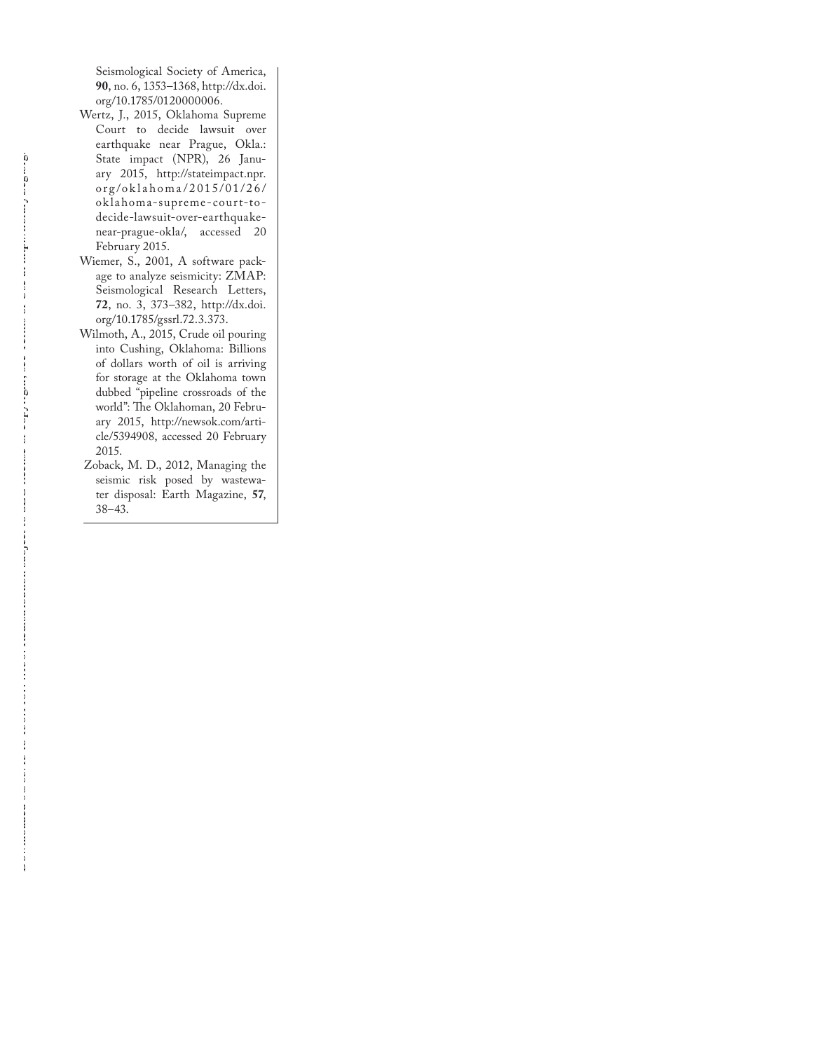Seismological Society of America, **90**, no. 6, 1353–1368, http://dx.doi.org/10.1785/0120000006.

Wertz, J., 2015, Oklahoma Supreme Court to decide lawsuit over earthquake near Prague, Okla.: State impact (NPR), 26 January 2015, http://stateimpact.npr.org/oklahoma/2015/01/26/oklahoma-supreme-court-to-decide-lawsuit-over-earthquake-near-prague-okla/, accessed 20 February 2015.

Wiemer, S., 2001, A software package to analyze seismicity: ZMAP: Seismological Research Letters, **72**, no. 3, 373–382, http://dx.doi.org/10.1785/gssrl.72.3.373.

Wilmoth, A., 2015, Crude oil pouring into Cushing, Oklahoma: Billions of dollars worth of oil is arriving for storage at the Oklahoma town dubbed "pipeline crossroads of the world": The Oklahoman, 20 February 2015, http://newsok.com/article/5394908, accessed 20 February 2015.

Zoback, M. D., 2012, Managing the seismic risk posed by wastewater disposal: Earth Magazine, **57**, 38–43.